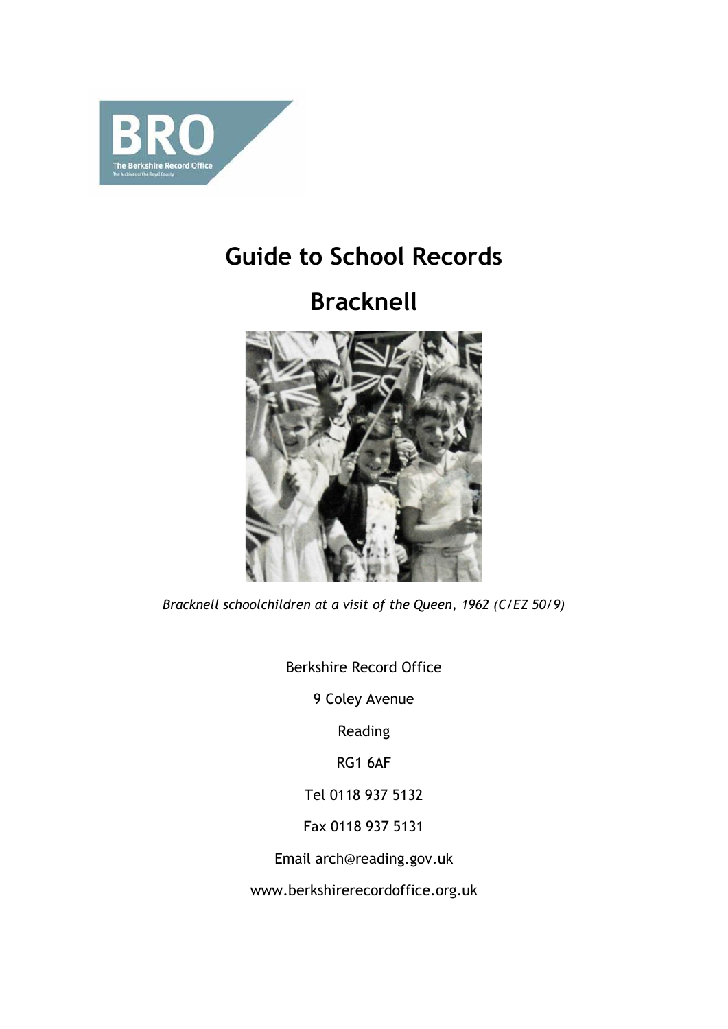# Guide to School Records

# Bracknell

*Bracknell schoolchildren at a visit of the Queen, 1962 (C/EZ 50/9)*

Berkshire Record Office

9 Coley Avenue

Reading

RG1 6AF

Tel 0118 937 5132

Fax 0118 937 5131

Email arch@reading.gov.uk

www.berkshirerecordoffice.org.uk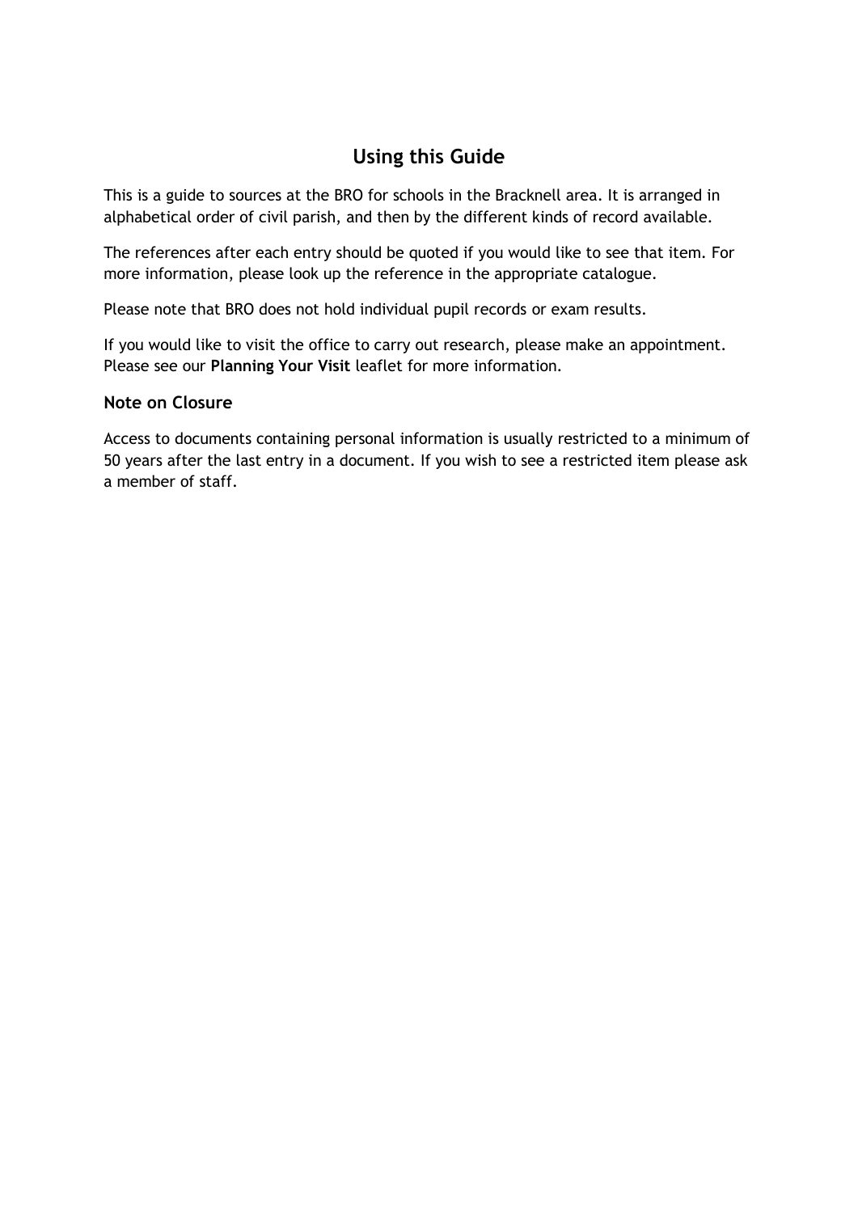## Using this Guide

This is a guide to sources at the BRO for schools in the Bracknell area. It is arranged in alphabetical order of civil parish, and then by the different kinds of record available.

The references after each entry should be quoted if you would like to see that item. For more information, please look up the reference in the appropriate catalogue.

Please note that BRO does not hold individual pupil records or exam results.

If you would like to visit the office to carry out research, please make an appointment. Please see our **Planning Your Visit** leaflet for more information.

### Note on Closure

Access to documents containing personal information is usually restricted to a minimum of 50 years after the last entry in a document. If you wish to see a restricted item please ask a member of staff.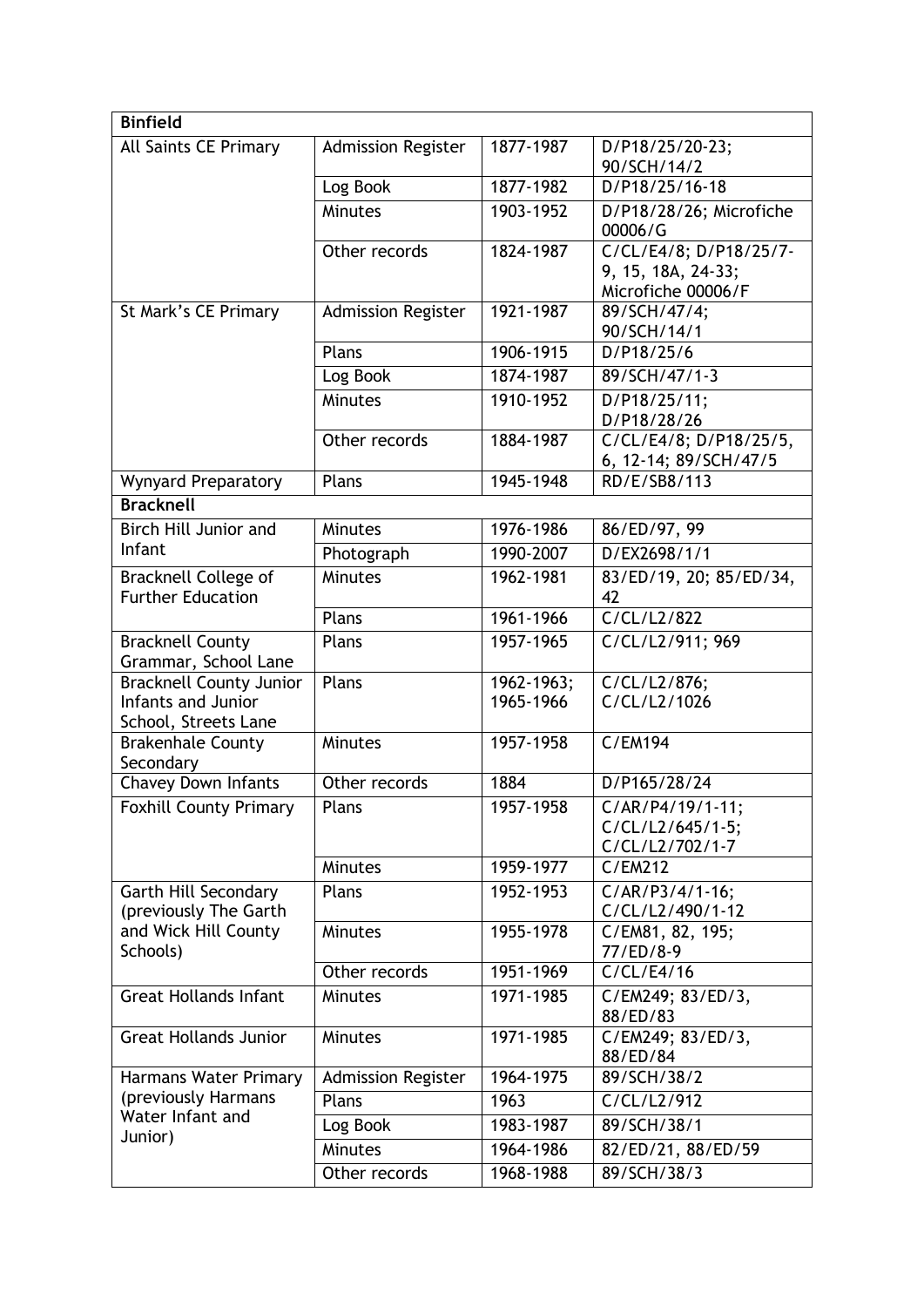| **Binfield** | | | |
|---|---|---|---|
| All Saints CE Primary | Admission Register | 1877-1987 | D/P18/25/20-23; 90/SCH/14/2 |
| | Log Book | 1877-1982 | D/P18/25/16-18 |
| | Minutes | 1903-1952 | D/P18/28/26; Microfiche 00006/G |
| | Other records | 1824-1987 | C/CL/E4/8; D/P18/25/7-9, 15, 18A, 24-33; Microfiche 00006/F |
| St Mark's CE Primary | Admission Register | 1921-1987 | 89/SCH/47/4; 90/SCH/14/1 |
| | Plans | 1906-1915 | D/P18/25/6 |
| | Log Book | 1874-1987 | 89/SCH/47/1-3 |
| | Minutes | 1910-1952 | D/P18/25/11; D/P18/28/26 |
| | Other records | 1884-1987 | C/CL/E4/8; D/P18/25/5, 6, 12-14; 89/SCH/47/5 |
| Wynyard Preparatory | Plans | 1945-1948 | RD/E/SB8/113 |
| **Bracknell** | | | |
| Birch Hill Junior and Infant | Minutes | 1976-1986 | 86/ED/97, 99 |
| | Photograph | 1990-2007 | D/EX2698/1/1 |
| Bracknell College of Further Education | Minutes | 1962-1981 | 83/ED/19, 20; 85/ED/34, 42 |
| | Plans | 1961-1966 | C/CL/L2/822 |
| Bracknell County Grammar, School Lane | Plans | 1957-1965 | C/CL/L2/911; 969 |
| Bracknell County Junior Infants and Junior School, Streets Lane | Plans | 1962-1963; 1965-1966 | C/CL/L2/876; C/CL/L2/1026 |
| Brakenhale County Secondary | Minutes | 1957-1958 | C/EM194 |
| Chavey Down Infants | Other records | 1884 | D/P165/28/24 |
| Foxhill County Primary | Plans | 1957-1958 | C/AR/P4/19/1-11; C/CL/L2/645/1-5; C/CL/L2/702/1-7 |
| | Minutes | 1959-1977 | C/EM212 |
| Garth Hill Secondary (previously The Garth and Wick Hill County Schools) | Plans | 1952-1953 | C/AR/P3/4/1-16; C/CL/L2/490/1-12 |
| | Minutes | 1955-1978 | C/EM81, 82, 195; 77/ED/8-9 |
| | Other records | 1951-1969 | C/CL/E4/16 |
| Great Hollands Infant | Minutes | 1971-1985 | C/EM249; 83/ED/3, 88/ED/83 |
| Great Hollands Junior | Minutes | 1971-1985 | C/EM249; 83/ED/3, 88/ED/84 |
| Harmans Water Primary (previously Harmans Water Infant and Junior) | Admission Register | 1964-1975 | 89/SCH/38/2 |
| | Plans | 1963 | C/CL/L2/912 |
| | Log Book | 1983-1987 | 89/SCH/38/1 |
| | Minutes | 1964-1986 | 82/ED/21, 88/ED/59 |
| | Other records | 1968-1988 | 89/SCH/38/3 |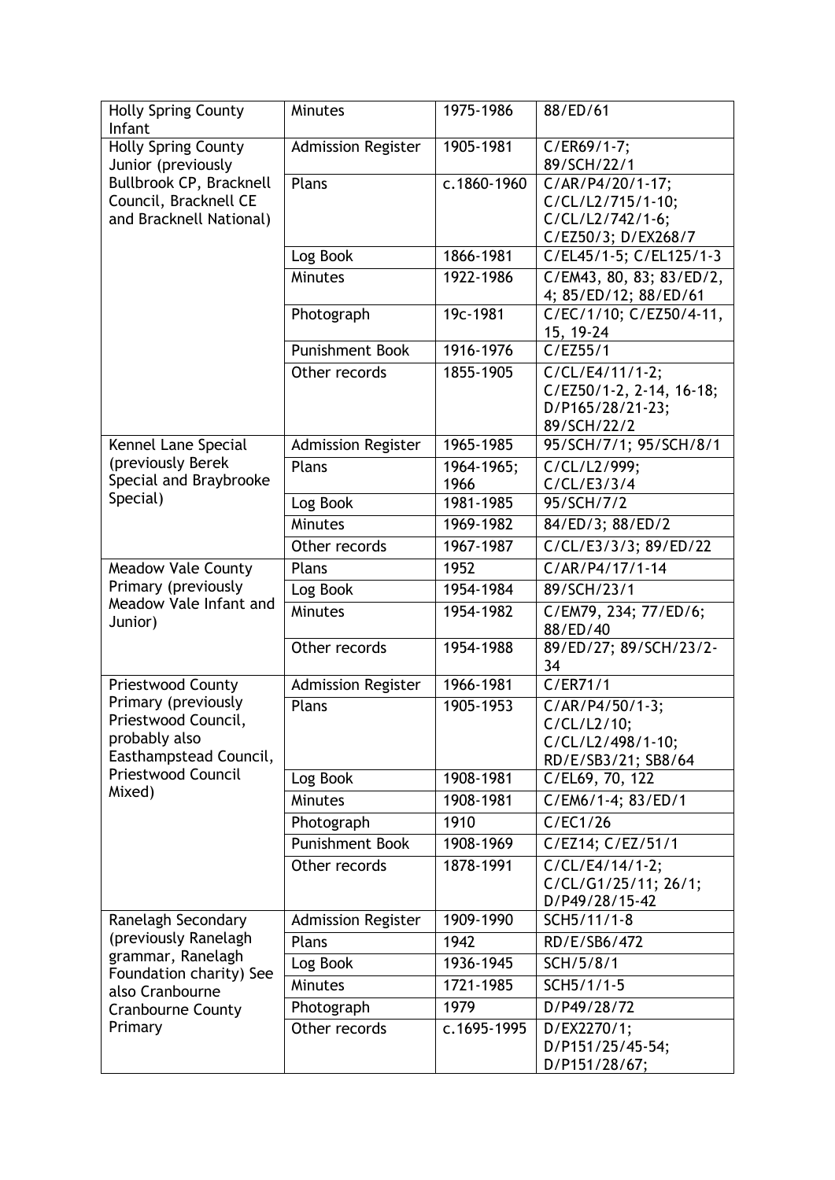| Holly Spring County Infant | Minutes | 1975-1986 | 88/ED/61 |
|---|---|---|---|
| Holly Spring County Junior (previously Bullbrook CP, Bracknell Council, Bracknell CE and Bracknell National) | Admission Register | 1905-1981 | C/ER69/1-7; 89/SCH/22/1 |
| | Plans | c.1860-1960 | C/AR/P4/20/1-17; C/CL/L2/715/1-10; C/CL/L2/742/1-6; C/EZ50/3; D/EX268/7 |
| | Log Book | 1866-1981 | C/EL45/1-5; C/EL125/1-3 |
| | Minutes | 1922-1986 | C/EM43, 80, 83; 83/ED/2, 4; 85/ED/12; 88/ED/61 |
| | Photograph | 19c-1981 | C/EC/1/10; C/EZ50/4-11, 15, 19-24 |
| | Punishment Book | 1916-1976 | C/EZ55/1 |
| | Other records | 1855-1905 | C/CL/E4/11/1-2; C/EZ50/1-2, 2-14, 16-18; D/P165/28/21-23; 89/SCH/22/2 |
| Kennel Lane Special (previously Berek Special and Braybrooke Special) | Admission Register | 1965-1985 | 95/SCH/7/1; 95/SCH/8/1 |
| | Plans | 1964-1965; 1966 | C/CL/L2/999; C/CL/E3/3/4 |
| | Log Book | 1981-1985 | 95/SCH/7/2 |
| | Minutes | 1969-1982 | 84/ED/3; 88/ED/2 |
| | Other records | 1967-1987 | C/CL/E3/3/3; 89/ED/22 |
| Meadow Vale County Primary (previously Meadow Vale Infant and Junior) | Plans | 1952 | C/AR/P4/17/1-14 |
| | Log Book | 1954-1984 | 89/SCH/23/1 |
| | Minutes | 1954-1982 | C/EM79, 234; 77/ED/6; 88/ED/40 |
| | Other records | 1954-1988 | 89/ED/27; 89/SCH/23/2-34 |
| Priestwood County Primary (previously Priestwood Council, probably also Easthampstead Council, Priestwood Council Mixed) | Admission Register | 1966-1981 | C/ER71/1 |
| | Plans | 1905-1953 | C/AR/P4/50/1-3; C/CL/L2/10; C/CL/L2/498/1-10; RD/E/SB3/21; SB8/64 |
| | Log Book | 1908-1981 | C/EL69, 70, 122 |
| | Minutes | 1908-1981 | C/EM6/1-4; 83/ED/1 |
| | Photograph | 1910 | C/EC1/26 |
| | Punishment Book | 1908-1969 | C/EZ14; C/EZ/51/1 |
| | Other records | 1878-1991 | C/CL/E4/14/1-2; C/CL/G1/25/11; 26/1; D/P49/28/15-42 |
| Ranelagh Secondary (previously Ranelagh grammar, Ranelagh Foundation charity) See also Cranbourne Cranbourne County Primary | Admission Register | 1909-1990 | SCH5/11/1-8 |
| | Plans | 1942 | RD/E/SB6/472 |
| | Log Book | 1936-1945 | SCH/5/8/1 |
| | Minutes | 1721-1985 | SCH5/1/1-5 |
| | Photograph | 1979 | D/P49/28/72 |
| | Other records | c.1695-1995 | D/EX2270/1; D/P151/25/45-54; D/P151/28/67; |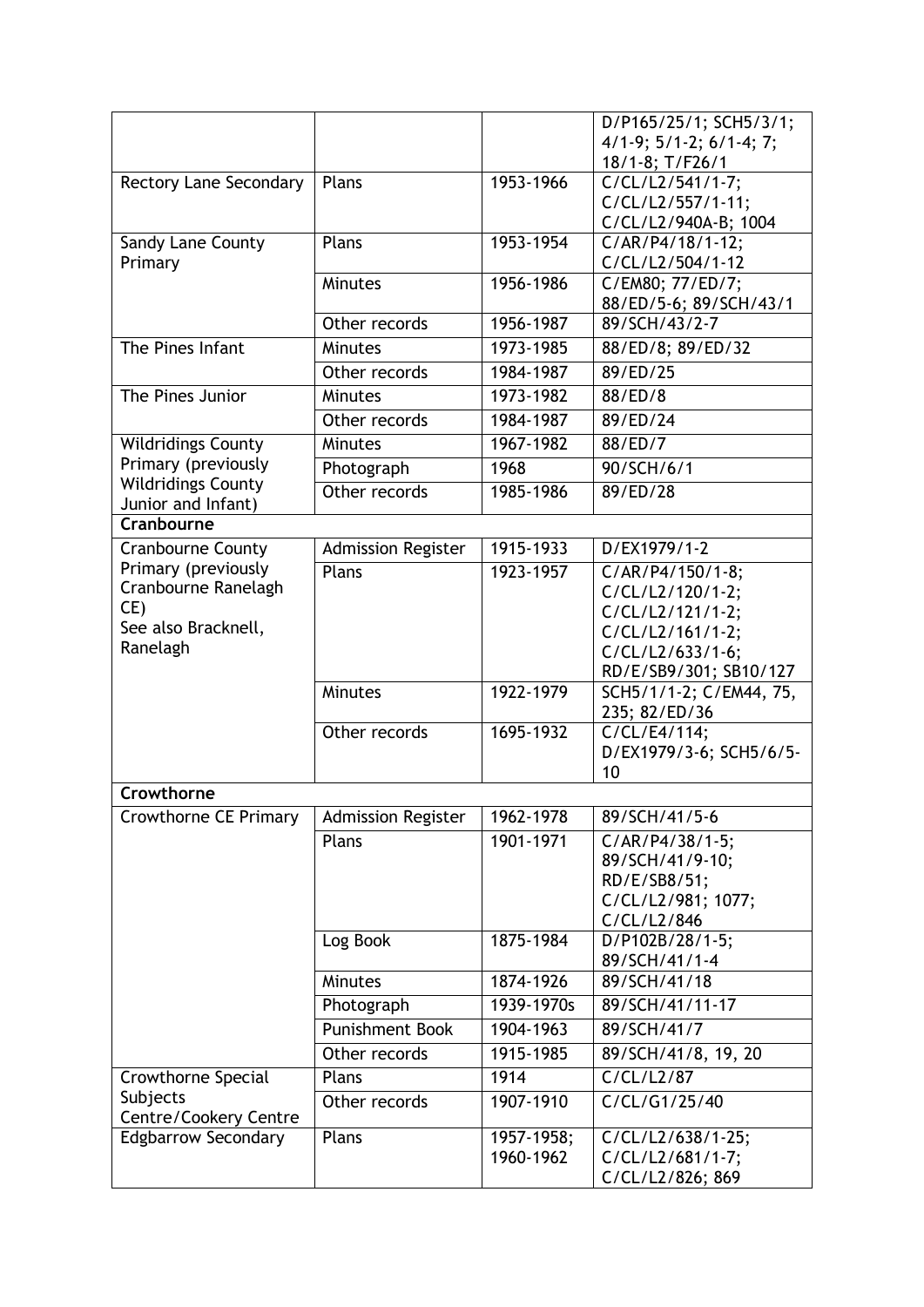| | | | D/P165/25/1; SCH5/3/1; 4/1-9; 5/1-2; 6/1-4; 7; 18/1-8; T/F26/1 |
|---|---|---|---|
| Rectory Lane Secondary | Plans | 1953-1966 | C/CL/L2/541/1-7; C/CL/L2/557/1-11; C/CL/L2/940A-B; 1004 |
| Sandy Lane County Primary | Plans | 1953-1954 | C/AR/P4/18/1-12; C/CL/L2/504/1-12 |
| | Minutes | 1956-1986 | C/EM80; 77/ED/7; 88/ED/5-6; 89/SCH/43/1 |
| | Other records | 1956-1987 | 89/SCH/43/2-7 |
| The Pines Infant | Minutes | 1973-1985 | 88/ED/8; 89/ED/32 |
| | Other records | 1984-1987 | 89/ED/25 |
| The Pines Junior | Minutes | 1973-1982 | 88/ED/8 |
| | Other records | 1984-1987 | 89/ED/24 |
| Wildridings County Primary (previously Wildridings County Junior and Infant) | Minutes | 1967-1982 | 88/ED/7 |
| | Photograph | 1968 | 90/SCH/6/1 |
| | Other records | 1985-1986 | 89/ED/28 |
| **Cranbourne** | | | |
| Cranbourne County Primary (previously Cranbourne Ranelagh CE) See also Bracknell, Ranelagh | Admission Register | 1915-1933 | D/EX1979/1-2 |
| | Plans | 1923-1957 | C/AR/P4/150/1-8; C/CL/L2/120/1-2; C/CL/L2/121/1-2; C/CL/L2/161/1-2; C/CL/L2/633/1-6; RD/E/SB9/301; SB10/127 |
| | Minutes | 1922-1979 | SCH5/1/1-2; C/EM44, 75, 235; 82/ED/36 |
| | Other records | 1695-1932 | C/CL/E4/114; D/EX1979/3-6; SCH5/6/5-10 |
| **Crowthorne** | | | |
| Crowthorne CE Primary | Admission Register | 1962-1978 | 89/SCH/41/5-6 |
| | Plans | 1901-1971 | C/AR/P4/38/1-5; 89/SCH/41/9-10; RD/E/SB8/51; C/CL/L2/981; 1077; C/CL/L2/846 |
| | Log Book | 1875-1984 | D/P102B/28/1-5; 89/SCH/41/1-4 |
| | Minutes | 1874-1926 | 89/SCH/41/18 |
| | Photograph | 1939-1970s | 89/SCH/41/11-17 |
| | Punishment Book | 1904-1963 | 89/SCH/41/7 |
| | Other records | 1915-1985 | 89/SCH/41/8, 19, 20 |
| Crowthorne Special Subjects Centre/Cookery Centre | Plans | 1914 | C/CL/L2/87 |
| | Other records | 1907-1910 | C/CL/G1/25/40 |
| Edgbarrow Secondary | Plans | 1957-1958; 1960-1962 | C/CL/L2/638/1-25; C/CL/L2/681/1-7; C/CL/L2/826; 869 |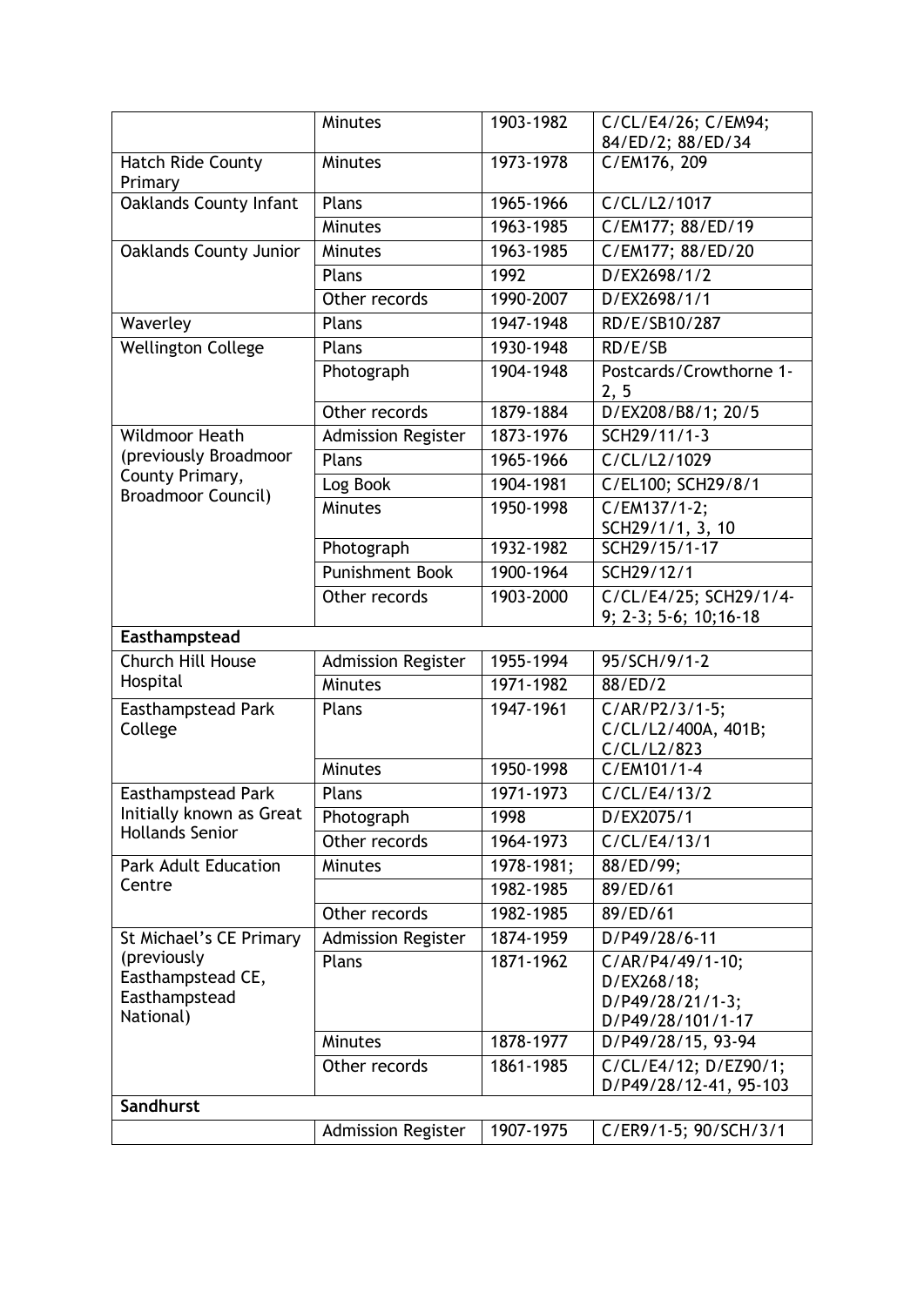| | | | |
|---|---|---|---|
| | Minutes | 1903-1982 | C/CL/E4/26; C/EM94; 84/ED/2; 88/ED/34 |
| Hatch Ride County Primary | Minutes | 1973-1978 | C/EM176, 209 |
| Oaklands County Infant | Plans | 1965-1966 | C/CL/L2/1017 |
| | Minutes | 1963-1985 | C/EM177; 88/ED/19 |
| Oaklands County Junior | Minutes | 1963-1985 | C/EM177; 88/ED/20 |
| | Plans | 1992 | D/EX2698/1/2 |
| | Other records | 1990-2007 | D/EX2698/1/1 |
| Waverley | Plans | 1947-1948 | RD/E/SB10/287 |
| Wellington College | Plans | 1930-1948 | RD/E/SB |
| | Photograph | 1904-1948 | Postcards/Crowthorne 1-2, 5 |
| | Other records | 1879-1884 | D/EX208/B8/1; 20/5 |
| Wildmoor Heath (previously Broadmoor County Primary, Broadmoor Council) | Admission Register | 1873-1976 | SCH29/11/1-3 |
| | Plans | 1965-1966 | C/CL/L2/1029 |
| | Log Book | 1904-1981 | C/EL100; SCH29/8/1 |
| | Minutes | 1950-1998 | C/EM137/1-2; SCH29/1/1, 3, 10 |
| | Photograph | 1932-1982 | SCH29/15/1-17 |
| | Punishment Book | 1900-1964 | SCH29/12/1 |
| | Other records | 1903-2000 | C/CL/E4/25; SCH29/1/4-9; 2-3; 5-6; 10;16-18 |
| **Easthampstead** | | | |
| Church Hill House Hospital | Admission Register | 1955-1994 | 95/SCH/9/1-2 |
| | Minutes | 1971-1982 | 88/ED/2 |
| Easthampstead Park College | Plans | 1947-1961 | C/AR/P2/3/1-5; C/CL/L2/400A, 401B; C/CL/L2/823 |
| | Minutes | 1950-1998 | C/EM101/1-4 |
| Easthampstead Park Initially known as Great Hollands Senior | Plans | 1971-1973 | C/CL/E4/13/2 |
| | Photograph | 1998 | D/EX2075/1 |
| | Other records | 1964-1973 | C/CL/E4/13/1 |
| Park Adult Education Centre | Minutes | 1978-1981; | 88/ED/99; |
| | | 1982-1985 | 89/ED/61 |
| | Other records | 1982-1985 | 89/ED/61 |
| St Michael's CE Primary (previously Easthampstead CE, Easthampstead National) | Admission Register | 1874-1959 | D/P49/28/6-11 |
| | Plans | 1871-1962 | C/AR/P4/49/1-10; D/EX268/18; D/P49/28/21/1-3; D/P49/28/101/1-17 |
| | Minutes | 1878-1977 | D/P49/28/15, 93-94 |
| | Other records | 1861-1985 | C/CL/E4/12; D/EZ90/1; D/P49/28/12-41, 95-103 |
| **Sandhurst** | | | |
| | Admission Register | 1907-1975 | C/ER9/1-5; 90/SCH/3/1 |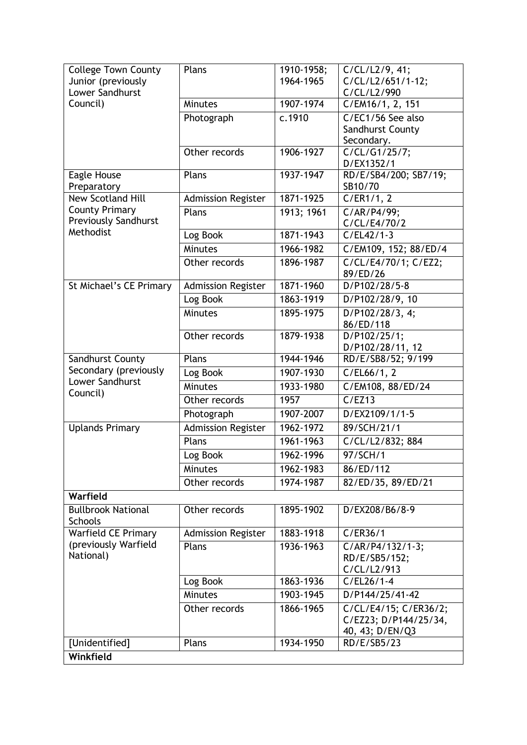| | | | |
|---|---|---|---|
| College Town County Junior (previously Lower Sandhurst Council) | Plans | 1910-1958; 1964-1965 | C/CL/L2/9, 41; C/CL/L2/651/1-12; C/CL/L2/990 |
| | Minutes | 1907-1974 | C/EM16/1, 2, 151 |
| | Photograph | c.1910 | C/EC1/56 See also Sandhurst County Secondary. |
| | Other records | 1906-1927 | C/CL/G1/25/7; D/EX1352/1 |
| Eagle House Preparatory | Plans | 1937-1947 | RD/E/SB4/200; SB7/19; SB10/70 |
| New Scotland Hill County Primary Previously Sandhurst Methodist | Admission Register | 1871-1925 | C/ER1/1, 2 |
| | Plans | 1913; 1961 | C/AR/P4/99; C/CL/E4/70/2 |
| | Log Book | 1871-1943 | C/EL42/1-3 |
| | Minutes | 1966-1982 | C/EM109, 152; 88/ED/4 |
| | Other records | 1896-1987 | C/CL/E4/70/1; C/EZ2; 89/ED/26 |
| St Michael's CE Primary | Admission Register | 1871-1960 | D/P102/28/5-8 |
| | Log Book | 1863-1919 | D/P102/28/9, 10 |
| | Minutes | 1895-1975 | D/P102/28/3, 4; 86/ED/118 |
| | Other records | 1879-1938 | D/P102/25/1; D/P102/28/11, 12 |
| Sandhurst County Secondary (previously Lower Sandhurst Council) | Plans | 1944-1946 | RD/E/SB8/52; 9/199 |
| | Log Book | 1907-1930 | C/EL66/1, 2 |
| | Minutes | 1933-1980 | C/EM108, 88/ED/24 |
| | Other records | 1957 | C/EZ13 |
| | Photograph | 1907-2007 | D/EX2109/1/1-5 |
| Uplands Primary | Admission Register | 1962-1972 | 89/SCH/21/1 |
| | Plans | 1961-1963 | C/CL/L2/832; 884 |
| | Log Book | 1962-1996 | 97/SCH/1 |
| | Minutes | 1962-1983 | 86/ED/112 |
| | Other records | 1974-1987 | 82/ED/35, 89/ED/21 |
| **Warfield** | | | |
| Bullbrook National Schools | Other records | 1895-1902 | D/EX208/B6/8-9 |
| Warfield CE Primary (previously Warfield National) | Admission Register | 1883-1918 | C/ER36/1 |
| | Plans | 1936-1963 | C/AR/P4/132/1-3; RD/E/SB5/152; C/CL/L2/913 |
| | Log Book | 1863-1936 | C/EL26/1-4 |
| | Minutes | 1903-1945 | D/P144/25/41-42 |
| | Other records | 1866-1965 | C/CL/E4/15; C/ER36/2; C/EZ23; D/P144/25/34, 40, 43; D/EN/Q3 |
| [Unidentified] | Plans | 1934-1950 | RD/E/SB5/23 |
| **Winkfield** | | | |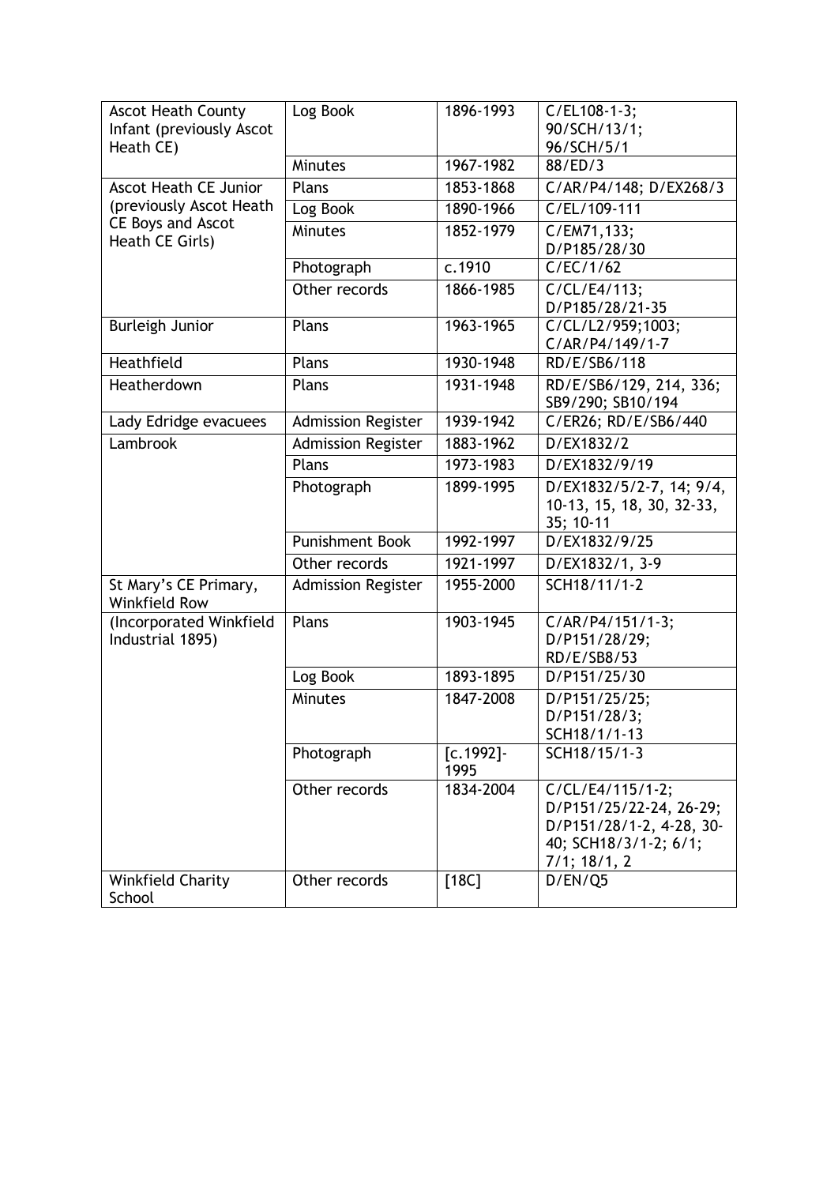| | | | |
|---|---|---|---|
| Ascot Heath County Infant (previously Ascot Heath CE) | Log Book | 1896-1993 | C/EL108-1-3; 90/SCH/13/1; 96/SCH/5/1 |
| | Minutes | 1967-1982 | 88/ED/3 |
| Ascot Heath CE Junior (previously Ascot Heath CE Boys and Ascot Heath CE Girls) | Plans | 1853-1868 | C/AR/P4/148; D/EX268/3 |
| | Log Book | 1890-1966 | C/EL/109-111 |
| | Minutes | 1852-1979 | C/EM71,133; D/P185/28/30 |
| | Photograph | c.1910 | C/EC/1/62 |
| | Other records | 1866-1985 | C/CL/E4/113; D/P185/28/21-35 |
| Burleigh Junior | Plans | 1963-1965 | C/CL/L2/959;1003; C/AR/P4/149/1-7 |
| Heathfield | Plans | 1930-1948 | RD/E/SB6/118 |
| Heatherdown | Plans | 1931-1948 | RD/E/SB6/129, 214, 336; SB9/290; SB10/194 |
| Lady Edridge evacuees | Admission Register | 1939-1942 | C/ER26; RD/E/SB6/440 |
| Lambrook | Admission Register | 1883-1962 | D/EX1832/2 |
| | Plans | 1973-1983 | D/EX1832/9/19 |
| | Photograph | 1899-1995 | D/EX1832/5/2-7, 14; 9/4, 10-13, 15, 18, 30, 32-33, 35; 10-11 |
| | Punishment Book | 1992-1997 | D/EX1832/9/25 |
| | Other records | 1921-1997 | D/EX1832/1, 3-9 |
| St Mary's CE Primary, Winkfield Row | Admission Register | 1955-2000 | SCH18/11/1-2 |
| (Incorporated Winkfield Industrial 1895) | Plans | 1903-1945 | C/AR/P4/151/1-3; D/P151/28/29; RD/E/SB8/53 |
| | Log Book | 1893-1895 | D/P151/25/30 |
| | Minutes | 1847-2008 | D/P151/25/25; D/P151/28/3; SCH18/1/1-13 |
| | Photograph | [c.1992]-1995 | SCH18/15/1-3 |
| | Other records | 1834-2004 | C/CL/E4/115/1-2; D/P151/25/22-24, 26-29; D/P151/28/1-2, 4-28, 30-40; SCH18/3/1-2; 6/1; 7/1; 18/1, 2 |
| Winkfield Charity School | Other records | [18C] | D/EN/Q5 |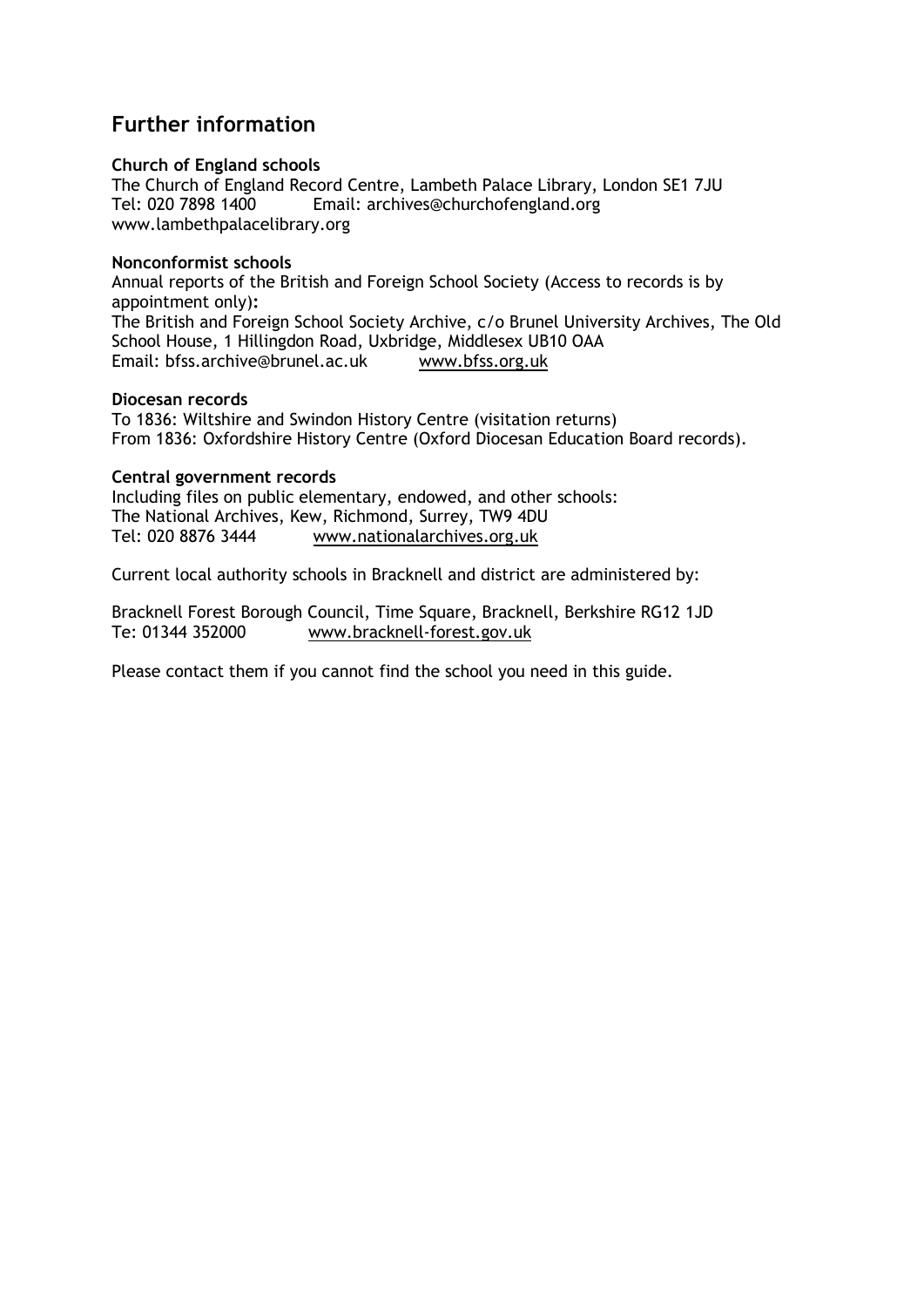## Further information

**Church of England schools**
The Church of England Record Centre, Lambeth Palace Library, London SE1 7JU
Tel: 020 7898 1400 Email: archives@churchofengland.org
www.lambethpalacelibrary.org

**Nonconformist schools**
Annual reports of the British and Foreign School Society (Access to records is by appointment only)**:**
The British and Foreign School Society Archive, c/o Brunel University Archives, The Old School House, 1 Hillingdon Road, Uxbridge, Middlesex UB10 OAA
Email: bfss.archive@brunel.ac.uk www.bfss.org.uk

**Diocesan records**
To 1836: Wiltshire and Swindon History Centre (visitation returns)
From 1836: Oxfordshire History Centre (Oxford Diocesan Education Board records).

**Central government records**
Including files on public elementary, endowed, and other schools:
The National Archives, Kew, Richmond, Surrey, TW9 4DU
Tel: 020 8876 3444 www.nationalarchives.org.uk

Current local authority schools in Bracknell and district are administered by:

Bracknell Forest Borough Council, Time Square, Bracknell, Berkshire RG12 1JD
Te: 01344 352000 www.bracknell-forest.gov.uk

Please contact them if you cannot find the school you need in this guide.